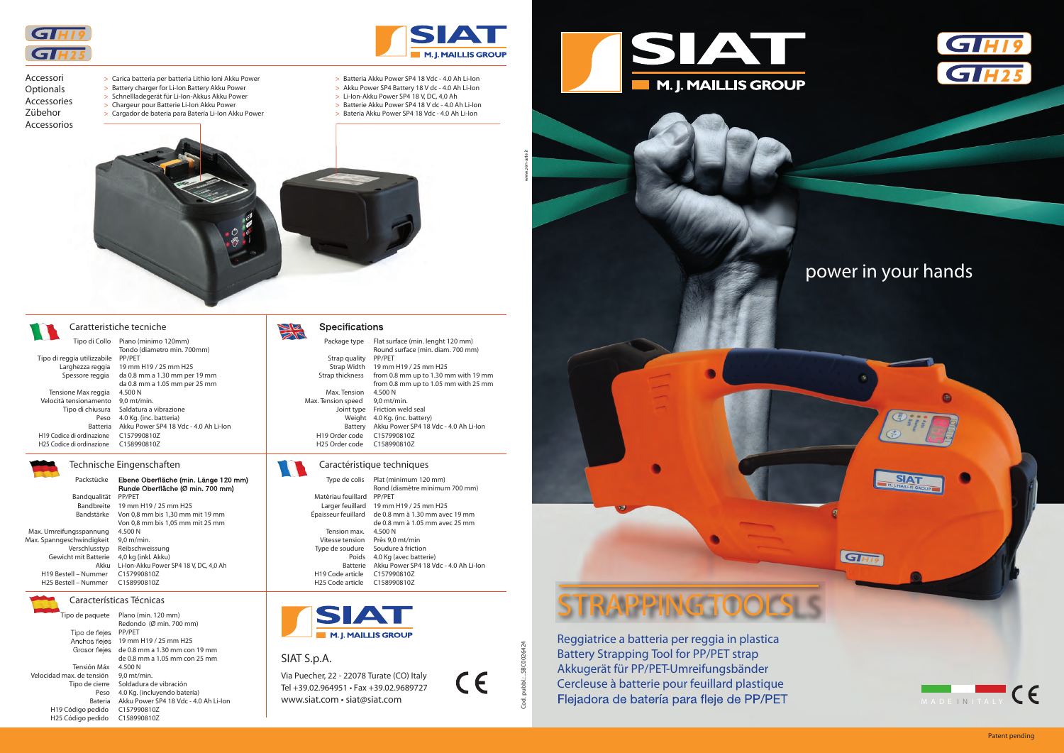GT H19
GT H25

SIAT
M. J. MAILLIS GROUP

Accessori
Optionals
Accessories
Zübehor
Accessorios

- Carica batteria per batteria Lithio Ioni Akku Power
- Battery charger for Li-Ion Battery Akku Power
- Schnellladegerät für Li-Ion-Akkus Akku Power
- Chargeur pour Batterie Li-Ion Akku Power
- Cargador de bateria para Batería Li-Ion Akku Power

- Batteria Akku Power SP4 18 Vdc - 4.0 Ah Li-Ion
- Akku Power SP4 Battery 18 V dc - 4.0 Ah Li-Ion
- Li-Ion-Akku Power SP4 18 V, DC, 4,0 Ah
- Batterie Akku Power SP4 18 V dc - 4.0 Ah Li-Ion
- Batería Akku Power SP4 18 Vdc - 4.0 Ah Li-Ion

## Caratteristiche tecniche

| | |
|---|---|
| Tipo di Collo | Piano (minimo 120mm) Tondo (diametro min. 700mm) |
| Tipo di reggia utilizzabile | PP/PET |
| Larghezza reggia | 19 mm H19 / 25 mm H25 |
| Spessore reggia | da 0.8 mm a 1.30 mm per 19 mm da 0.8 mm a 1.05 mm per 25 mm |
| Tensione Max reggia | 4.500 N |
| Velocità tensionamento | 9,0 mt/min. |
| Tipo di chiusura | Saldatura a vibrazione |
| Peso | 4.0 Kg. (inc. batteria) |
| Batteria | Akku Power SP4 18 Vdc - 4.0 Ah Li-Ion |
| H19 Codice di ordinazione | C157990810Z |
| H25 Codice di ordinazione | C158990810Z |

## Specifications

| | |
|---|---|
| Package type | Flat surface (min. lenght 120 mm) Round surface (min. diam. 700 mm) |
| Strap quality | PP/PET |
| Strap Width | 19 mm H19 / 25 mm H25 |
| Strap thickness | from 0.8 mm up to 1.30 mm with 19 mm from 0.8 mm up to 1.05 mm with 25 mm |
| Max. Tension | 4.500 N |
| Max. Tension speed | 9,0 mt/min. |
| Joint type | Friction weld seal |
| Weight | 4.0 Kg. (inc. battery) |
| Battery | Akku Power SP4 18 Vdc - 4.0 Ah Li-Ion |
| H19 Order code | C157990810Z |
| H25 Order code | C158990810Z |

## Technische Eingenschaften

| | |
|---|---|
| Packstücke | **Ebene Oberfläche (min. Länge 120 mm) Runde Oberfläche (Ø min. 700 mm)** |
| Bandqualität | PP/PET |
| Bandbreite | 19 mm H19 / 25 mm H25 |
| Bandstärke | Von 0,8 mm bis 1,30 mm mit 19 mm Von 0,8 mm bis 1,05 mm mit 25 mm |
| Max. Umreifungsspannung | 4.500 N |
| Max. Spanngeschwindigkeit | 9,0 m/min. |
| Verschlusstyp | Reibschweissung |
| Gewicht mit Batterie | 4,0 kg (inkl. Akku) |
| Akku | Li-Ion-Akku Power SP4 18 V, DC, 4,0 Ah |
| H19 Bestell – Nummer | C157990810Z |
| H25 Bestell – Nummer | C158990810Z |

## Caractéristique techniques

| | |
|---|---|
| Type de colis | Plat (minimum 120 mm) Rond (diamètre minimum 700 mm) |
| Matèriau feuillard | PP/PET |
| Larger feuillard | 19 mm H19 / 25 mm H25 |
| Épaisseur feuillard | de 0.8 mm à 1.30 mm avec 19 mm de 0.8 mm à 1.05 mm avec 25 mm |
| Tension max. | 4.500 N |
| Vitesse tension | Près 9,0 mt/min |
| Type de soudure | Soudure à friction |
| Poids | 4.0 Kg (avec batterie) |
| Batterie | Akku Power SP4 18 Vdc - 4.0 Ah Li-Ion |
| H19 Code article | C157990810Z |
| H25 Code article | C158990810Z |

## Características Técnicas

| | |
|---|---|
| Tipo de paquete | Plano (min. 120 mm) Redondo (Ø min. 700 mm) |
| Tipo de flejes | PP/PET |
| Anchos flejes | 19 mm H19 / 25 mm H25 |
| Grosor flejes | de 0.8 mm a 1.30 mm con 19 mm de 0.8 mm a 1.05 mm con 25 mm |
| Tensión Máx | 4.500 N |
| Velocidad max. de tensión | 9,0 mt/min. |
| Tipo de cierre | Soldadura de vibración |
| Peso | 4.0 Kg. (incluyendo batería) |
| Bateria | Akku Power SP4 18 Vdc - 4.0 Ah Li-Ion |
| H19 Código pedido | C157990810Z |
| H25 Código pedido | C158990810Z |

SIAT
M. J. MAILLIS GROUP

SIAT S.p.A.

Via Puecher, 22 - 22078 Turate (CO) Italy
Tel +39.02.964951 • Fax +39.02.9689727
www.siat.com • siat@siat.com

CE

Cod. pubbl.: SBC0026424

www.zen-arte.it

SIAT
M. J. MAILLIS GROUP

GT H19
GT H25

power in your hands

# STRAPPING TOOLS

Reggiatrice a batteria per reggia in plastica
Battery Strapping Tool for PP/PET strap
Akkugerät für PP/PET-Umreifungsbänder
Cercleuse à batterie pour feuillard plastique
Flejadora de batería para fleje de PP/PET

MADE IN ITALY CE

Patent pending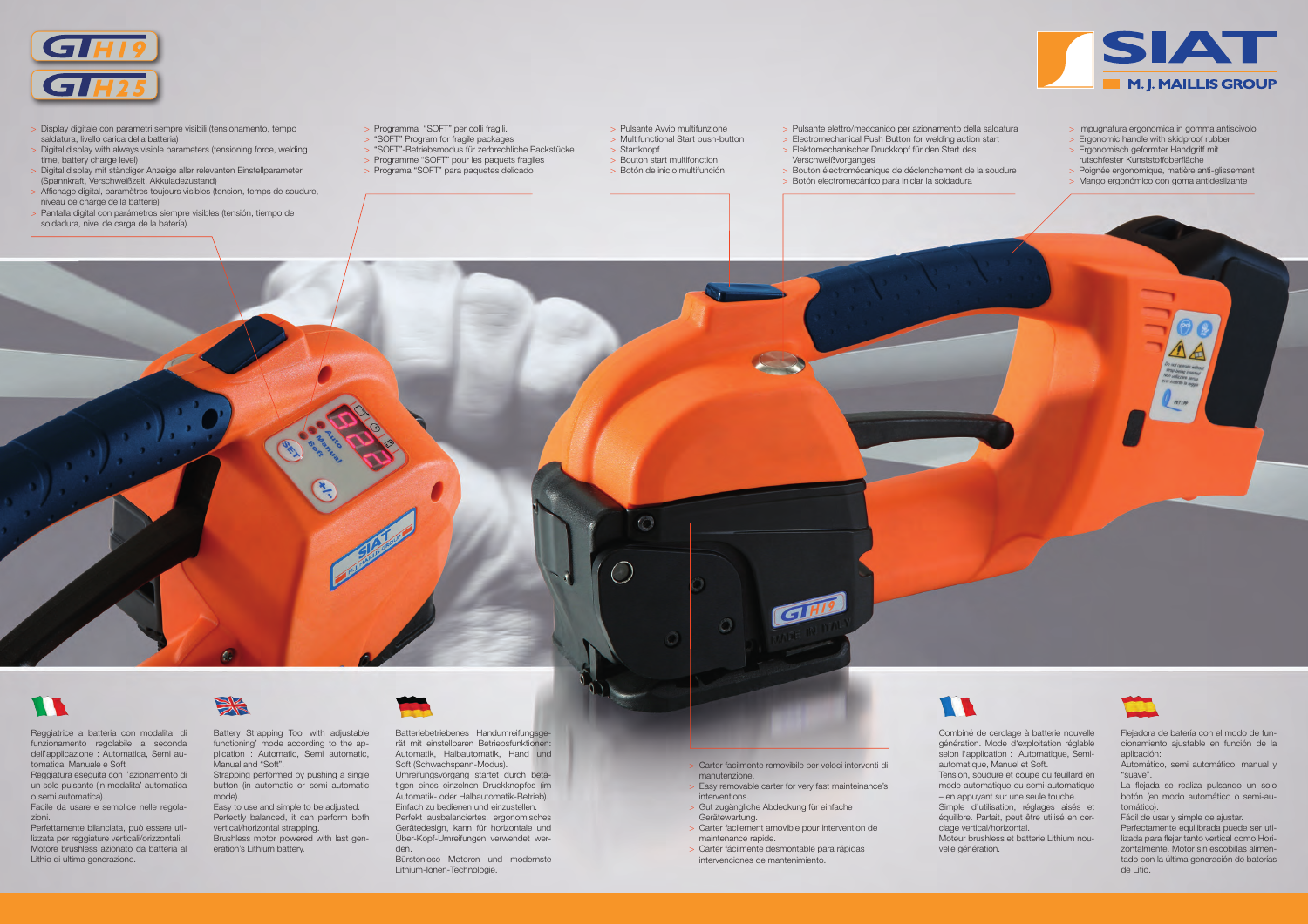# GT H19

# GT H25

SIAT

M. J. MAILLIS GROUP

- Display digitale con parametri sempre visibili (tensionamento, tempo saldatura, livello carica della batteria)
- Digital display with always visible parameters (tensioning force, welding time, battery charge level)
- Digital display mit ständiger Anzeige aller relevanten Einstellparameter (Spannkraft, Verschweißzeit, Akkuladezustand)
- Affichage digital, paramètres toujours visibles (tension, temps de soudure, niveau de charge de la batterie)
- Pantalla digital con parámetros siempre visibles (tensión, tiempo de soldadura, nivel de carga de la batería).

- Programma "SOFT" per colli fragili.
- "SOFT" Program for fragile packages
- "SOFT"-Betriebsmodus für zerbrechliche Packstücke
- Programme "SOFT" pour les paquets fragiles
- Programa "SOFT" para paquetes delicado

- Pulsante Avvio multifunzione
- Multifunctional Start push-button
- Startknopf
- Bouton start multifonction
- Botón de inicio multifunción

- Pulsante elettro/meccanico per azionamento della saldatura
- Electromechanical Push Button for welding action start
- Elektomechanischer Druckkopf für den Start des Verschweißvorganges
- Bouton électromécanique de déclenchement de la soudure
- Botón electromecánico para iniciar la soldadura

- Impugnatura ergonomica in gomma antiscivolo
- Ergonomic handle with skidproof rubber
- Ergonomisch geformter Handgriff mit rutschfester Kunststoffoberfläche
- Poignée ergonomique, matière anti-glissement
- Mango ergonómico con goma antideslizante

- Carter facilmente removibile per veloci interventi di manutenzione.
- Easy removable carter for very fast mainteinance's interventions.
- Gut zugängliche Abdeckung für einfache Gerätewartung.
- Carter facilement amovible pour intervention de maintenance rapide.
- Carter fácilmente desmontable para rápidas intervenciones de mantenimiento.

Reggiatrice a batteria con modalita' di funzionamento regolabile a seconda dell'applicazione : Automatica, Semi automatica, Manuale e Soft
Reggiatura eseguita con l'azionamento di un solo pulsante (in modalita' automatica o semi automatica).
Facile da usare e semplice nelle regolazioni.
Perfettamente bilanciata, può essere utilizzata per reggiature verticali/orizzontali.
Motore brushless azionato da batteria al Lithio di ultima generazione.

Battery Strapping Tool with adjustable functioning' mode according to the application : Automatic, Semi automatic, Manual and "Soft".
Strapping performed by pushing a single button (in automatic or semi automatic mode).
Easy to use and simple to be adjusted.
Perfectly balanced, it can perform both vertical/horizontal strapping.
Brushless motor powered with last generation's Lithium battery.

Batteriebetriebenes Handumreifungsgerät mit einstellbaren Betriebsfunktionen: Automatik, Halbautomatik, Hand und Soft (Schwachspann-Modus).
Umreifungsvorgang startet durch betätigen eines einzelnen Druckknopfes (im Automatik- oder Halbautomatik-Betrieb).
Einfach zu bedienen und einzustellen.
Perfekt ausbalanciertes, ergonomisches Gerätedesign, kann für horizontale und Über-Kopf-Umreifungen verwendet werden.
Bürstenlose Motoren und modernste Lithium-Ionen-Technologie.

Combiné de cerclage à batterie nouvelle génération. Mode d'exploitation réglable selon l'application : Automatique, Semi-automatique, Manuel et Soft.
Tension, soudure et coupe du feuillard en mode automatique ou semi-automatique – en appuyant sur une seule touche.
Simple d'utilisation, réglages aisés et équilibre. Parfait, peut être utilisé en cerclage vertical/horizontal.
Moteur brushless et batterie Lithium nouvelle génération.

Flejadora de batería con el modo de funcionamiento ajustable en función de la aplicación:
Automático, semi automático, manual y "suave".
La flejada se realiza pulsando un solo botón (en modo automático o semi-automático).
Fácil de usar y simple de ajustar.
Perfectamente equilibrada puede ser utilizada para flejar tanto vertical como Horizontalmente. Motor sin escobillas alimentado con la última generación de baterías de Litio.